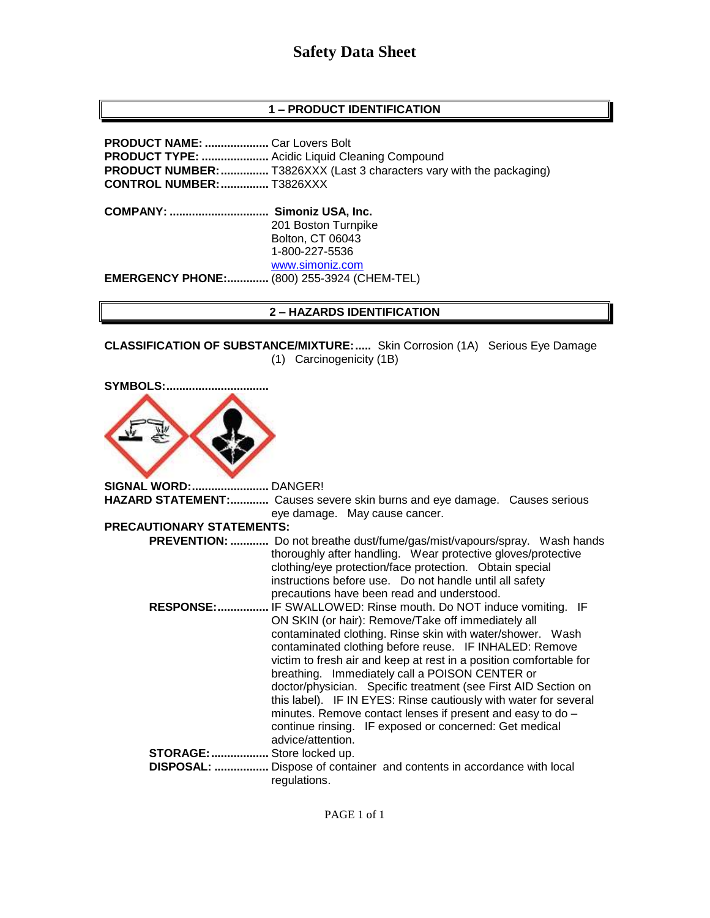# Safety Data Sheet

## 1 – PRODUCT IDENTIFICATION

**PRODUCT NAME:** .................... Car Lovers Bolt
**PRODUCT TYPE:** ..................... Acidic Liquid Cleaning Compound
**PRODUCT NUMBER:** ............... T3826XXX (Last 3 characters vary with the packaging)
**CONTROL NUMBER:** ............... T3826XXX

**COMPANY:** ............................... **Simoniz USA, Inc.**
201 Boston Turnpike
Bolton, CT 06043
1-800-227-5536
www.simoniz.com
**EMERGENCY PHONE:** ............. (800) 255-3924 (CHEM-TEL)

## 2 – HAZARDS IDENTIFICATION

**CLASSIFICATION OF SUBSTANCE/MIXTURE:** ..... Skin Corrosion (1A) Serious Eye Damage (1) Carcinogenicity (1B)

**SYMBOLS:** ...............................

**SIGNAL WORD:** ........................ DANGER!
**HAZARD STATEMENT:** ............ Causes severe skin burns and eye damage. Causes serious eye damage. May cause cancer.

**PRECAUTIONARY STATEMENTS:**

**PREVENTION:** ............ Do not breathe dust/fume/gas/mist/vapours/spray. Wash hands thoroughly after handling. Wear protective gloves/protective clothing/eye protection/face protection. Obtain special instructions before use. Do not handle until all safety precautions have been read and understood.

**RESPONSE:** ................ IF SWALLOWED: Rinse mouth. Do NOT induce vomiting. IF ON SKIN (or hair): Remove/Take off immediately all contaminated clothing. Rinse skin with water/shower. Wash contaminated clothing before reuse. IF INHALED: Remove victim to fresh air and keep at rest in a position comfortable for breathing. Immediately call a POISON CENTER or doctor/physician. Specific treatment (see First AID Section on this label). IF IN EYES: Rinse cautiously with water for several minutes. Remove contact lenses if present and easy to do – continue rinsing. IF exposed or concerned: Get medical advice/attention.

**STORAGE:** .................. Store locked up.

**DISPOSAL:** ................. Dispose of container and contents in accordance with local regulations.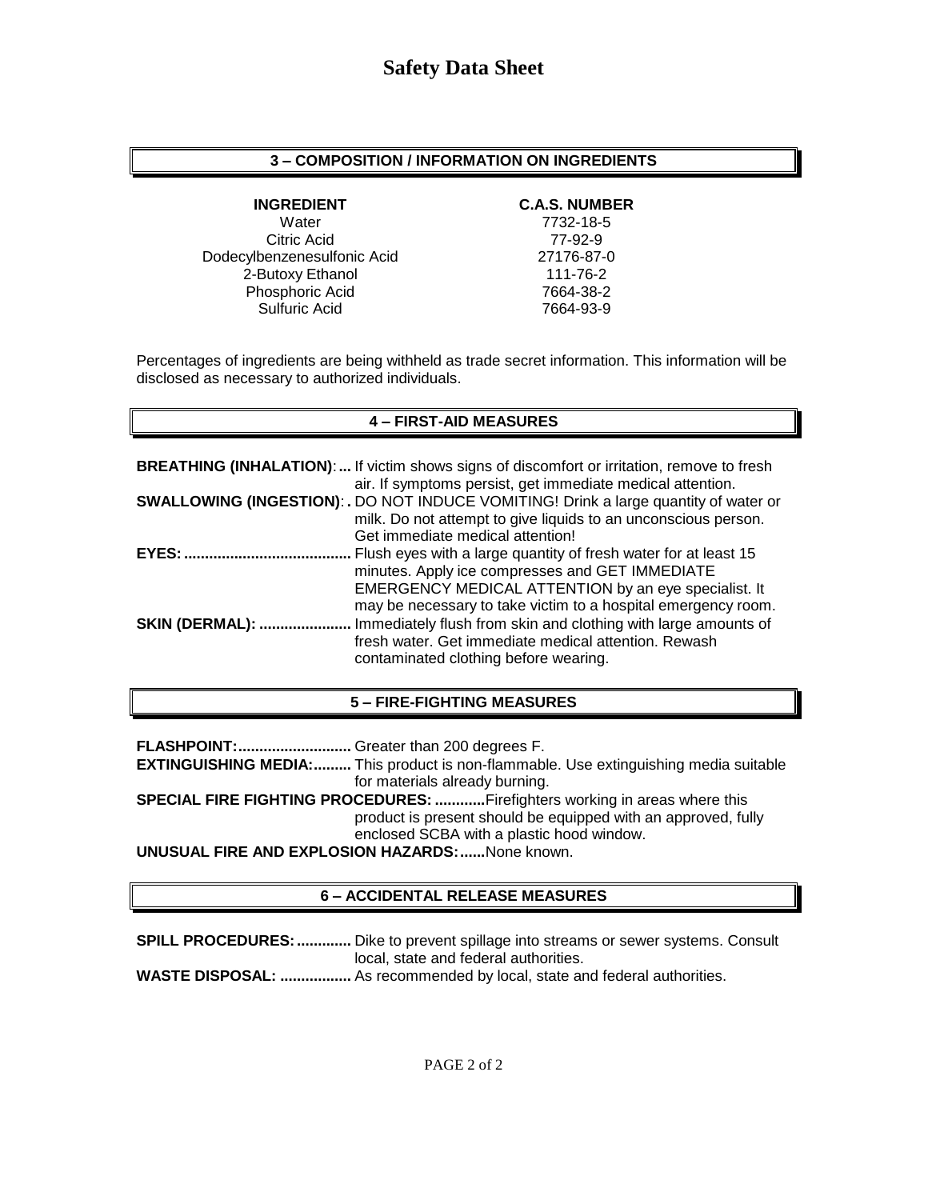# Safety Data Sheet

## 3 – COMPOSITION / INFORMATION ON INGREDIENTS

| INGREDIENT | C.A.S. NUMBER |
|---|---|
| Water | 7732-18-5 |
| Citric Acid | 77-92-9 |
| Dodecylbenzenesulfonic Acid | 27176-87-0 |
| 2-Butoxy Ethanol | 111-76-2 |
| Phosphoric Acid | 7664-38-2 |
| Sulfuric Acid | 7664-93-9 |

Percentages of ingredients are being withheld as trade secret information. This information will be disclosed as necessary to authorized individuals.

## 4 – FIRST-AID MEASURES

**BREATHING (INHALATION):...** If victim shows signs of discomfort or irritation, remove to fresh air. If symptoms persist, get immediate medical attention.

**SWALLOWING (INGESTION):.** DO NOT INDUCE VOMITING! Drink a large quantity of water or milk. Do not attempt to give liquids to an unconscious person. Get immediate medical attention!

**EYES:........................................** Flush eyes with a large quantity of fresh water for at least 15 minutes. Apply ice compresses and GET IMMEDIATE EMERGENCY MEDICAL ATTENTION by an eye specialist. It may be necessary to take victim to a hospital emergency room.

**SKIN (DERMAL): ......................** Immediately flush from skin and clothing with large amounts of fresh water. Get immediate medical attention. Rewash contaminated clothing before wearing.

## 5 – FIRE-FIGHTING MEASURES

**FLASHPOINT:...........................** Greater than 200 degrees F.

**EXTINGUISHING MEDIA:.........** This product is non-flammable. Use extinguishing media suitable for materials already burning.

**SPECIAL FIRE FIGHTING PROCEDURES: ............**Firefighters working in areas where this product is present should be equipped with an approved, fully enclosed SCBA with a plastic hood window.

**UNUSUAL FIRE AND EXPLOSION HAZARDS:......**None known.

## 6 – ACCIDENTAL RELEASE MEASURES

**SPILL PROCEDURES:.............** Dike to prevent spillage into streams or sewer systems. Consult local, state and federal authorities.

**WASTE DISPOSAL: .................** As recommended by local, state and federal authorities.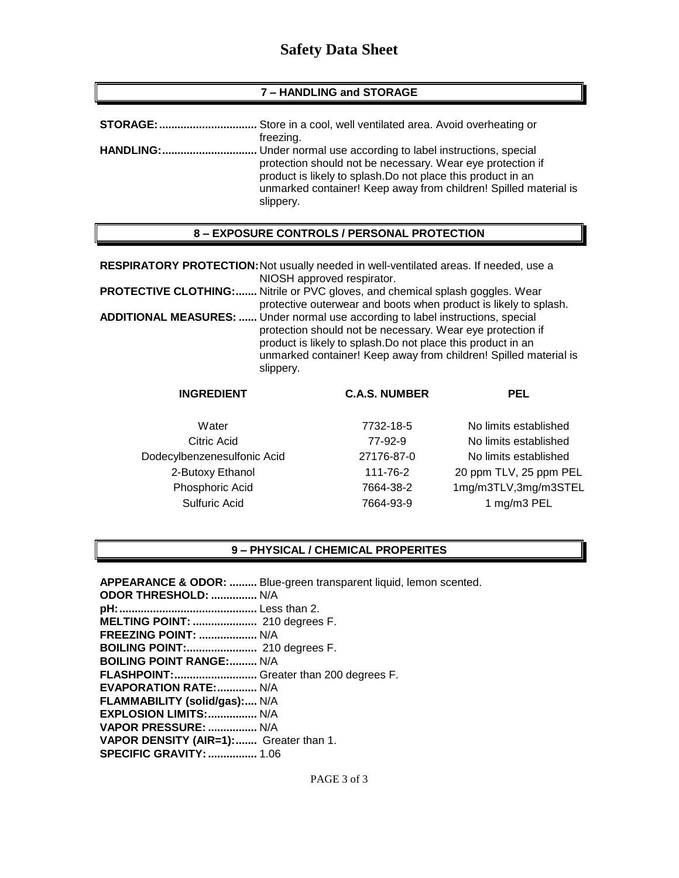# Safety Data Sheet

## 7 – HANDLING and STORAGE

**STORAGE:................................** Store in a cool, well ventilated area. Avoid overheating or freezing.

**HANDLING:...............................** Under normal use according to label instructions, special protection should not be necessary. Wear eye protection if product is likely to splash.Do not place this product in an unmarked container! Keep away from children! Spilled material is slippery.

## 8 – EXPOSURE CONTROLS / PERSONAL PROTECTION

**RESPIRATORY PROTECTION:** Not usually needed in well-ventilated areas. If needed, use a NIOSH approved respirator.

**PROTECTIVE CLOTHING:.......** Nitrile or PVC gloves, and chemical splash goggles. Wear protective outerwear and boots when product is likely to splash.

**ADDITIONAL MEASURES: ......** Under normal use according to label instructions, special protection should not be necessary. Wear eye protection if product is likely to splash.Do not place this product in an unmarked container! Keep away from children! Spilled material is slippery.

| INGREDIENT | C.A.S. NUMBER | PEL |
|---|---|---|
| Water | 7732-18-5 | No limits established |
| Citric Acid | 77-92-9 | No limits established |
| Dodecylbenzenesulfonic Acid | 27176-87-0 | No limits established |
| 2-Butoxy Ethanol | 111-76-2 | 20 ppm TLV, 25 ppm PEL |
| Phosphoric Acid | 7664-38-2 | 1mg/m3TLV,3mg/m3STEL |
| Sulfuric Acid | 7664-93-9 | 1 mg/m3 PEL |

## 9 – PHYSICAL / CHEMICAL PROPERITES

**APPEARANCE & ODOR: .........** Blue-green transparent liquid, lemon scented.
**ODOR THRESHOLD: ...............** N/A
**pH:............................................** Less than 2.
**MELTING POINT: .....................** 210 degrees F.
**FREEZING POINT: ...................** N/A
**BOILING POINT:.......................** 210 degrees F.
**BOILING POINT RANGE:.........** N/A
**FLASHPOINT:...........................** Greater than 200 degrees F.
**EVAPORATION RATE:.............** N/A
**FLAMMABILITY (solid/gas):....** N/A
**EXPLOSION LIMITS:................** N/A
**VAPOR PRESSURE: ................** N/A
**VAPOR DENSITY (AIR=1):.......** Greater than 1.
**SPECIFIC GRAVITY:................** 1.06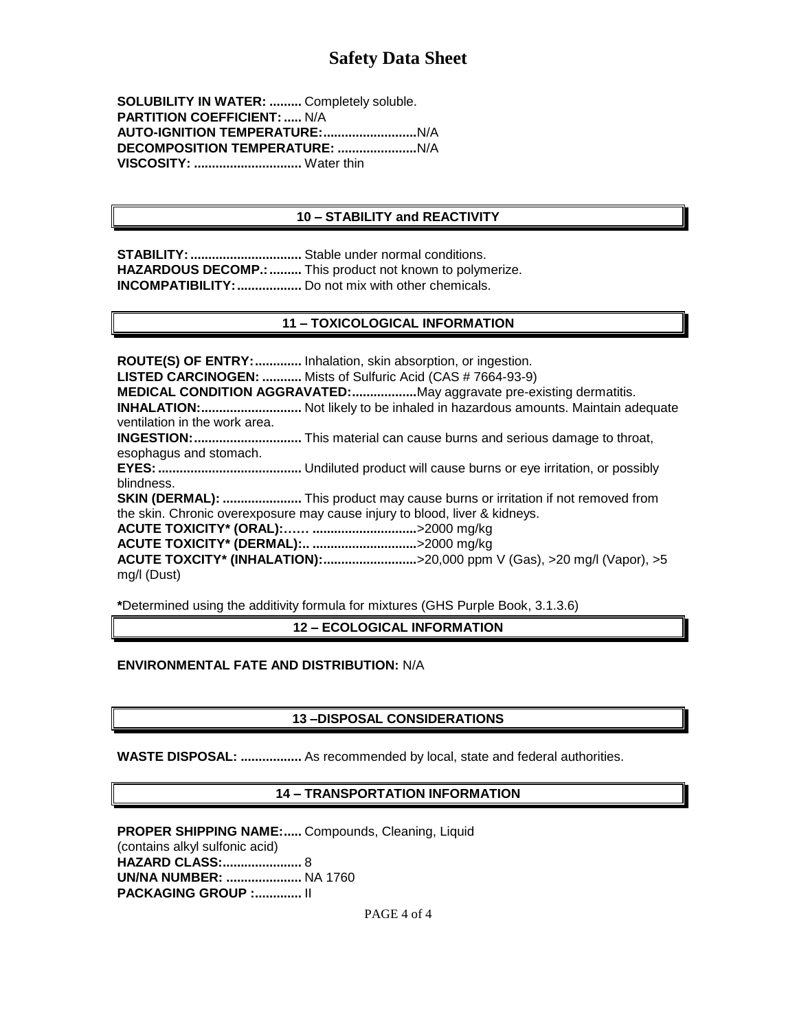**SOLUBILITY IN WATER: .........** Completely soluble.
**PARTITION COEFFICIENT: .....** N/A
**AUTO-IGNITION TEMPERATURE:..........................**N/A
**DECOMPOSITION TEMPERATURE: ......................**N/A
**VISCOSITY: ..............................** Water thin

## 10 – STABILITY and REACTIVITY

**STABILITY: ...............................** Stable under normal conditions.
**HAZARDOUS DECOMP.: .........** This product not known to polymerize.
**INCOMPATIBILITY: ..................** Do not mix with other chemicals.

## 11 – TOXICOLOGICAL INFORMATION

**ROUTE(S) OF ENTRY: .............** Inhalation, skin absorption, or ingestion.
**LISTED CARCINOGEN: ...........** Mists of Sulfuric Acid (CAS # 7664-93-9)
**MEDICAL CONDITION AGGRAVATED:..................**May aggravate pre-existing dermatitis.
**INHALATION:............................** Not likely to be inhaled in hazardous amounts. Maintain adequate ventilation in the work area.
**INGESTION:..............................** This material can cause burns and serious damage to throat, esophagus and stomach.
**EYES: ........................................** Undiluted product will cause burns or eye irritation, or possibly blindness.
**SKIN (DERMAL): ......................** This product may cause burns or irritation if not removed from the skin. Chronic overexposure may cause injury to blood, liver & kidneys.
**ACUTE TOXICITY* (ORAL):…… ............................**>2000 mg/kg
**ACUTE TOXICITY* (DERMAL):.. ............................**>2000 mg/kg
**ACUTE TOXCITY* (INHALATION):..........................**>20,000 ppm V (Gas), >20 mg/l (Vapor), >5 mg/l (Dust)

**\***Determined using the additivity formula for mixtures (GHS Purple Book, 3.1.3.6)

## 12 – ECOLOGICAL INFORMATION

**ENVIRONMENTAL FATE AND DISTRIBUTION:** N/A

## 13 –DISPOSAL CONSIDERATIONS

**WASTE DISPOSAL: .................** As recommended by local, state and federal authorities.

## 14 – TRANSPORTATION INFORMATION

**PROPER SHIPPING NAME:.....** Compounds, Cleaning, Liquid (contains alkyl sulfonic acid)
**HAZARD CLASS:......................** 8
**UN/NA NUMBER: .....................** NA 1760
**PACKAGING GROUP :.............** II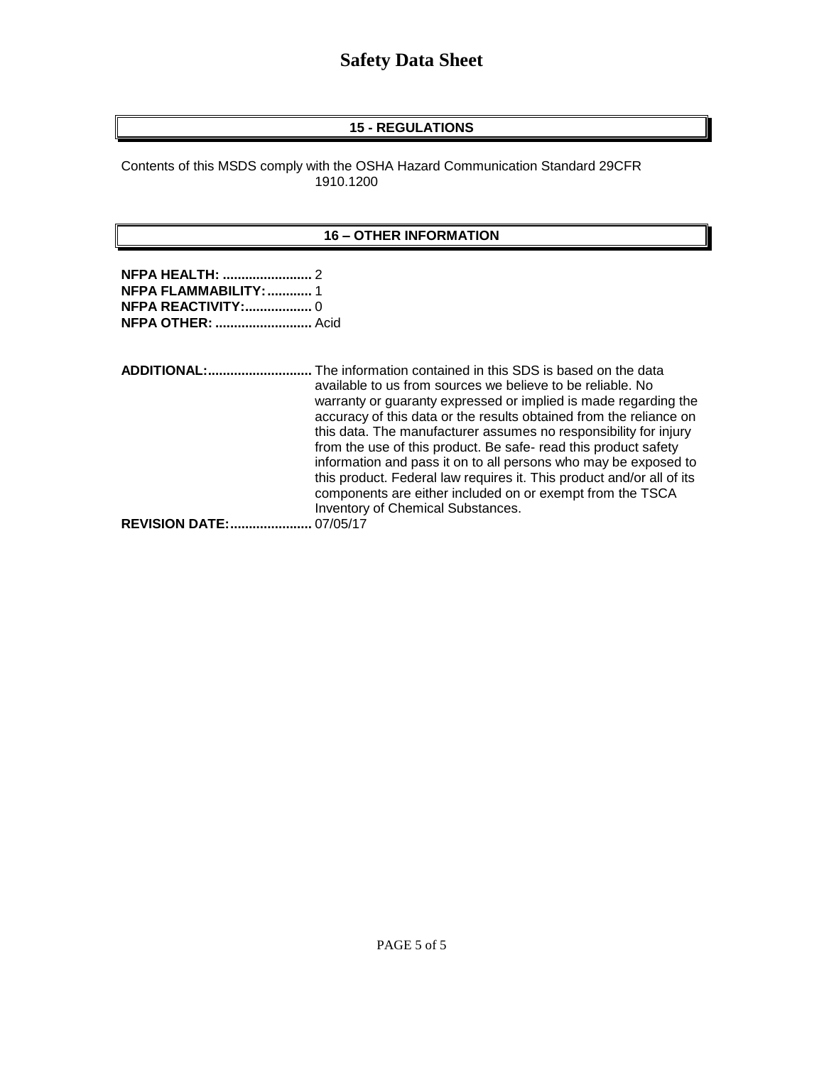## 15 - REGULATIONS

Contents of this MSDS comply with the OSHA Hazard Communication Standard 29CFR 1910.1200

## 16 – OTHER INFORMATION

**NFPA HEALTH: ........................** 2
**NFPA FLAMMABILITY: ............** 1
**NFPA REACTIVITY:..................** 0
**NFPA OTHER: ..........................** Acid

**ADDITIONAL:............................** The information contained in this SDS is based on the data available to us from sources we believe to be reliable. No warranty or guaranty expressed or implied is made regarding the accuracy of this data or the results obtained from the reliance on this data. The manufacturer assumes no responsibility for injury from the use of this product. Be safe- read this product safety information and pass it on to all persons who may be exposed to this product. Federal law requires it. This product and/or all of its components are either included on or exempt from the TSCA Inventory of Chemical Substances.
**REVISION DATE:......................** 07/05/17